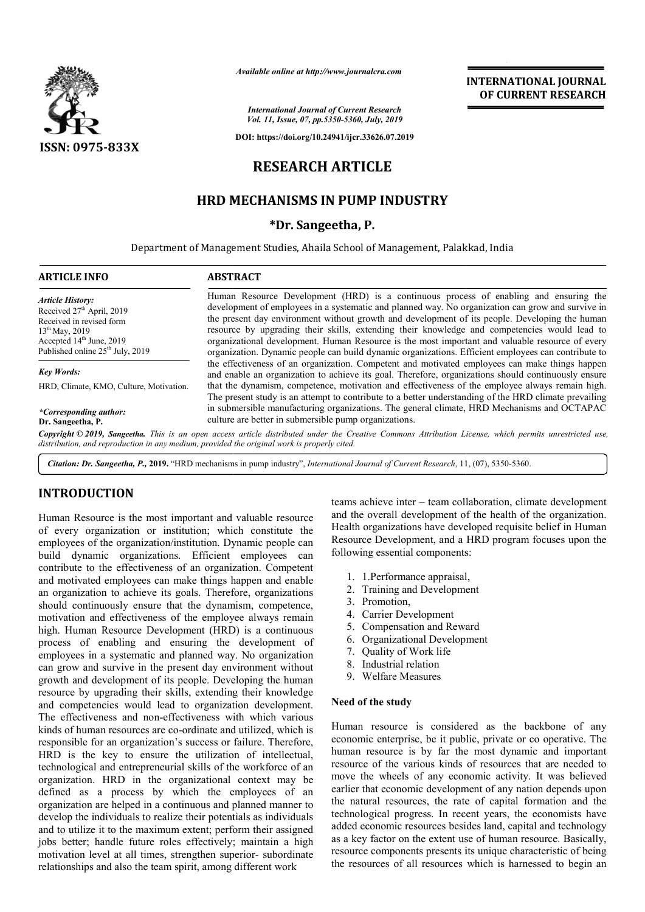*Available online at http://www.journalcra.com*

*International Journal of Current Research*
*Vol. 11, Issue, 07, pp.5350-5360, July, 2019*

**DOI: https://doi.org/10.24941/ijcr.33626.07.2019**

**ISSN: 0975-833X**

**INTERNATIONAL JOURNAL OF CURRENT RESEARCH**

# RESEARCH ARTICLE

# HRD MECHANISMS IN PUMP INDUSTRY

**\*Dr. Sangeetha, P.**

Department of Management Studies, Ahaila School of Management, Palakkad, India

**ARTICLE INFO**

*Article History:*
Received 27th April, 2019
Received in revised form
13th May, 2019
Accepted 14th June, 2019
Published online 25th July, 2019

*Key Words:*
HRD, Climate, KMO, Culture, Motivation.

*\*Corresponding author:*
**Dr. Sangeetha, P.**

**ABSTRACT**

Human Resource Development (HRD) is a continuous process of enabling and ensuring the development of employees in a systematic and planned way. No organization can grow and survive in the present day environment without growth and development of its people. Developing the human resource by upgrading their skills, extending their knowledge and competencies would lead to organizational development. Human Resource is the most important and valuable resource of every organization. Dynamic people can build dynamic organizations. Efficient employees can contribute to the effectiveness of an organization. Competent and motivated employees can make things happen and enable an organization to achieve its goal. Therefore, organizations should continuously ensure that the dynamism, competence, motivation and effectiveness of the employee always remain high. The present study is an attempt to contribute to a better understanding of the HRD climate prevailing in submersible manufacturing organizations. The general climate, HRD Mechanisms and OCTAPAC culture are better in submersible pump organizations.

***Copyright © 2019, Sangeetha.*** *This is an open access article distributed under the Creative Commons Attribution License, which permits unrestricted use, distribution, and reproduction in any medium, provided the original work is properly cited.*

***Citation: Dr. Sangeetha, P.*, 2019.** "HRD mechanisms in pump industry", *International Journal of Current Research*, 11, (07), 5350-5360.

## INTRODUCTION

Human Resource is the most important and valuable resource of every organization or institution; which constitute the employees of the organization/institution. Dynamic people can build dynamic organizations. Efficient employees can contribute to the effectiveness of an organization. Competent and motivated employees can make things happen and enable an organization to achieve its goals. Therefore, organizations should continuously ensure that the dynamism, competence, motivation and effectiveness of the employee always remain high. Human Resource Development (HRD) is a continuous process of enabling and ensuring the development of employees in a systematic and planned way. No organization can grow and survive in the present day environment without growth and development of its people. Developing the human resource by upgrading their skills, extending their knowledge and competencies would lead to organization development. The effectiveness and non-effectiveness with which various kinds of human resources are co-ordinate and utilized, which is responsible for an organization's success or failure. Therefore, HRD is the key to ensure the utilization of intellectual, technological and entrepreneurial skills of the workforce of an organization. HRD in the organizational context may be defined as a process by which the employees of an organization are helped in a continuous and planned manner to develop the individuals to realize their potentials as individuals and to utilize it to the maximum extent; perform their assigned jobs better; handle future roles effectively; maintain a high motivation level at all times, strengthen superior- subordinate relationships and also the team spirit, among different work teams achieve inter – team collaboration, climate development and the overall development of the health of the organization. Health organizations have developed requisite belief in Human Resource Development, and a HRD program focuses upon the following essential components:

1. 1.Performance appraisal,
2. Training and Development
3. Promotion,
4. Carrier Development
5. Compensation and Reward
6. Organizational Development
7. Quality of Work life
8. Industrial relation
9. Welfare Measures

### Need of the study

Human resource is considered as the backbone of any economic enterprise, be it public, private or co operative. The human resource is by far the most dynamic and important resource of the various kinds of resources that are needed to move the wheels of any economic activity. It was believed earlier that economic development of any nation depends upon the natural resources, the rate of capital formation and the technological progress. In recent years, the economists have added economic resources besides land, capital and technology as a key factor on the extent use of human resource. Basically, resource components presents its unique characteristic of being the resources of all resources which is harnessed to begin an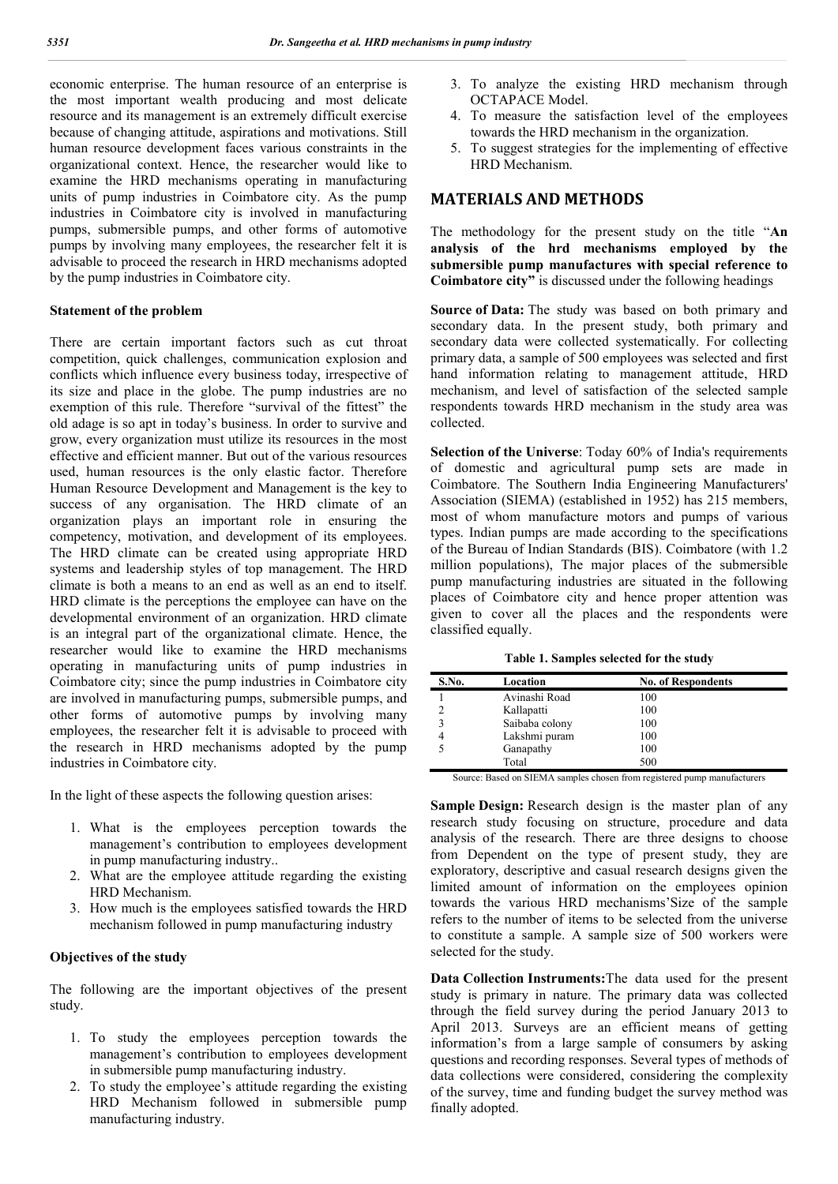economic enterprise. The human resource of an enterprise is the most important wealth producing and most delicate resource and its management is an extremely difficult exercise because of changing attitude, aspirations and motivations. Still human resource development faces various constraints in the organizational context. Hence, the researcher would like to examine the HRD mechanisms operating in manufacturing units of pump industries in Coimbatore city. As the pump industries in Coimbatore city is involved in manufacturing pumps, submersible pumps, and other forms of automotive pumps by involving many employees, the researcher felt it is advisable to proceed the research in HRD mechanisms adopted by the pump industries in Coimbatore city.

### Statement of the problem

There are certain important factors such as cut throat competition, quick challenges, communication explosion and conflicts which influence every business today, irrespective of its size and place in the globe. The pump industries are no exemption of this rule. Therefore "survival of the fittest" the old adage is so apt in today's business. In order to survive and grow, every organization must utilize its resources in the most effective and efficient manner. But out of the various resources used, human resources is the only elastic factor. Therefore Human Resource Development and Management is the key to success of any organisation. The HRD climate of an organization plays an important role in ensuring the competency, motivation, and development of its employees. The HRD climate can be created using appropriate HRD systems and leadership styles of top management. The HRD climate is both a means to an end as well as an end to itself. HRD climate is the perceptions the employee can have on the developmental environment of an organization. HRD climate is an integral part of the organizational climate. Hence, the researcher would like to examine the HRD mechanisms operating in manufacturing units of pump industries in Coimbatore city; since the pump industries in Coimbatore city are involved in manufacturing pumps, submersible pumps, and other forms of automotive pumps by involving many employees, the researcher felt it is advisable to proceed with the research in HRD mechanisms adopted by the pump industries in Coimbatore city.

In the light of these aspects the following question arises:

1. What is the employees perception towards the management's contribution to employees development in pump manufacturing industry..
2. What are the employee attitude regarding the existing HRD Mechanism.
3. How much is the employees satisfied towards the HRD mechanism followed in pump manufacturing industry

### Objectives of the study

The following are the important objectives of the present study.

1. To study the employees perception towards the management's contribution to employees development in submersible pump manufacturing industry.
2. To study the employee's attitude regarding the existing HRD Mechanism followed in submersible pump manufacturing industry.
3. To analyze the existing HRD mechanism through OCTAPACE Model.
4. To measure the satisfaction level of the employees towards the HRD mechanism in the organization.
5. To suggest strategies for the implementing of effective HRD Mechanism.

## MATERIALS AND METHODS

The methodology for the present study on the title "**An analysis of the hrd mechanisms employed by the submersible pump manufactures with special reference to Coimbatore city"** is discussed under the following headings

**Source of Data:** The study was based on both primary and secondary data. In the present study, both primary and secondary data were collected systematically. For collecting primary data, a sample of 500 employees was selected and first hand information relating to management attitude, HRD mechanism, and level of satisfaction of the selected sample respondents towards HRD mechanism in the study area was collected.

**Selection of the Universe**: Today 60% of India's requirements of domestic and agricultural pump sets are made in Coimbatore. The Southern India Engineering Manufacturers' Association (SIEMA) (established in 1952) has 215 members, most of whom manufacture motors and pumps of various types. Indian pumps are made according to the specifications of the Bureau of Indian Standards (BIS). Coimbatore (with 1.2 million populations), The major places of the submersible pump manufacturing industries are situated in the following places of Coimbatore city and hence proper attention was given to cover all the places and the respondents were classified equally.

**Table 1. Samples selected for the study**

| S.No. | Location | No. of Respondents |
|---|---|---|
| 1 | Avinashi Road | 100 |
| 2 | Kallapatti | 100 |
| 3 | Saibaba colony | 100 |
| 4 | Lakshmi puram | 100 |
| 5 | Ganapathy | 100 |
| | Total | 500 |

Source: Based on SIEMA samples chosen from registered pump manufacturers

**Sample Design:** Research design is the master plan of any research study focusing on structure, procedure and data analysis of the research. There are three designs to choose from Dependent on the type of present study, they are exploratory, descriptive and casual research designs given the limited amount of information on the employees opinion towards the various HRD mechanisms'Size of the sample refers to the number of items to be selected from the universe to constitute a sample. A sample size of 500 workers were selected for the study.

**Data Collection Instruments:**The data used for the present study is primary in nature. The primary data was collected through the field survey during the period January 2013 to April 2013. Surveys are an efficient means of getting information's from a large sample of consumers by asking questions and recording responses. Several types of methods of data collections were considered, considering the complexity of the survey, time and funding budget the survey method was finally adopted.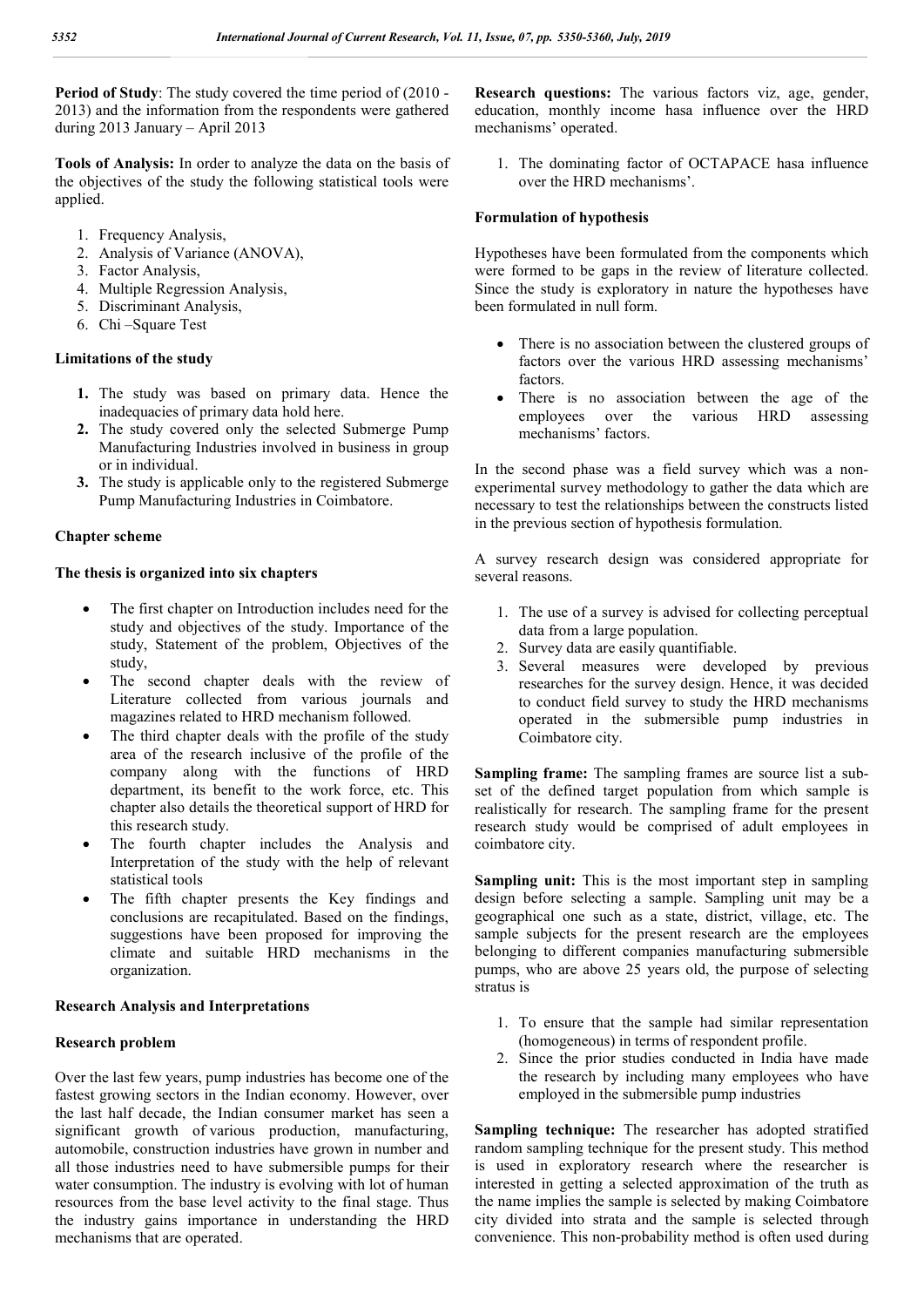**Period of Study**: The study covered the time period of (2010 - 2013) and the information from the respondents were gathered during 2013 January – April 2013

**Tools of Analysis:** In order to analyze the data on the basis of the objectives of the study the following statistical tools were applied.

1. Frequency Analysis,
2. Analysis of Variance (ANOVA),
3. Factor Analysis,
4. Multiple Regression Analysis,
5. Discriminant Analysis,
6. Chi –Square Test

### Limitations of the study

1. The study was based on primary data. Hence the inadequacies of primary data hold here.
2. The study covered only the selected Submerge Pump Manufacturing Industries involved in business in group or in individual.
3. The study is applicable only to the registered Submerge Pump Manufacturing Industries in Coimbatore.

### Chapter scheme

### The thesis is organized into six chapters

- The first chapter on Introduction includes need for the study and objectives of the study. Importance of the study, Statement of the problem, Objectives of the study,
- The second chapter deals with the review of Literature collected from various journals and magazines related to HRD mechanism followed.
- The third chapter deals with the profile of the study area of the research inclusive of the profile of the company along with the functions of HRD department, its benefit to the work force, etc. This chapter also details the theoretical support of HRD for this research study.
- The fourth chapter includes the Analysis and Interpretation of the study with the help of relevant statistical tools
- The fifth chapter presents the Key findings and conclusions are recapitulated. Based on the findings, suggestions have been proposed for improving the climate and suitable HRD mechanisms in the organization.

### Research Analysis and Interpretations

### Research problem

Over the last few years, pump industries has become one of the fastest growing sectors in the Indian economy. However, over the last half decade, the Indian consumer market has seen a significant growth of various production, manufacturing, automobile, construction industries have grown in number and all those industries need to have submersible pumps for their water consumption. The industry is evolving with lot of human resources from the base level activity to the final stage. Thus the industry gains importance in understanding the HRD mechanisms that are operated.

**Research questions:** The various factors viz, age, gender, education, monthly income hasa influence over the HRD mechanisms' operated.

1. The dominating factor of OCTAPACE hasa influence over the HRD mechanisms'.

### Formulation of hypothesis

Hypotheses have been formulated from the components which were formed to be gaps in the review of literature collected. Since the study is exploratory in nature the hypotheses have been formulated in null form.

- There is no association between the clustered groups of factors over the various HRD assessing mechanisms' factors.
- There is no association between the age of the employees over the various HRD assessing mechanisms' factors.

In the second phase was a field survey which was a non-experimental survey methodology to gather the data which are necessary to test the relationships between the constructs listed in the previous section of hypothesis formulation.

A survey research design was considered appropriate for several reasons.

1. The use of a survey is advised for collecting perceptual data from a large population.
2. Survey data are easily quantifiable.
3. Several measures were developed by previous researches for the survey design. Hence, it was decided to conduct field survey to study the HRD mechanisms operated in the submersible pump industries in Coimbatore city.

**Sampling frame:** The sampling frames are source list a sub-set of the defined target population from which sample is realistically for research. The sampling frame for the present research study would be comprised of adult employees in coimbatore city.

**Sampling unit:** This is the most important step in sampling design before selecting a sample. Sampling unit may be a geographical one such as a state, district, village, etc. The sample subjects for the present research are the employees belonging to different companies manufacturing submersible pumps, who are above 25 years old, the purpose of selecting stratus is

1. To ensure that the sample had similar representation (homogeneous) in terms of respondent profile.
2. Since the prior studies conducted in India have made the research by including many employees who have employed in the submersible pump industries

**Sampling technique:** The researcher has adopted stratified random sampling technique for the present study. This method is used in exploratory research where the researcher is interested in getting a selected approximation of the truth as the name implies the sample is selected by making Coimbatore city divided into strata and the sample is selected through convenience. This non-probability method is often used during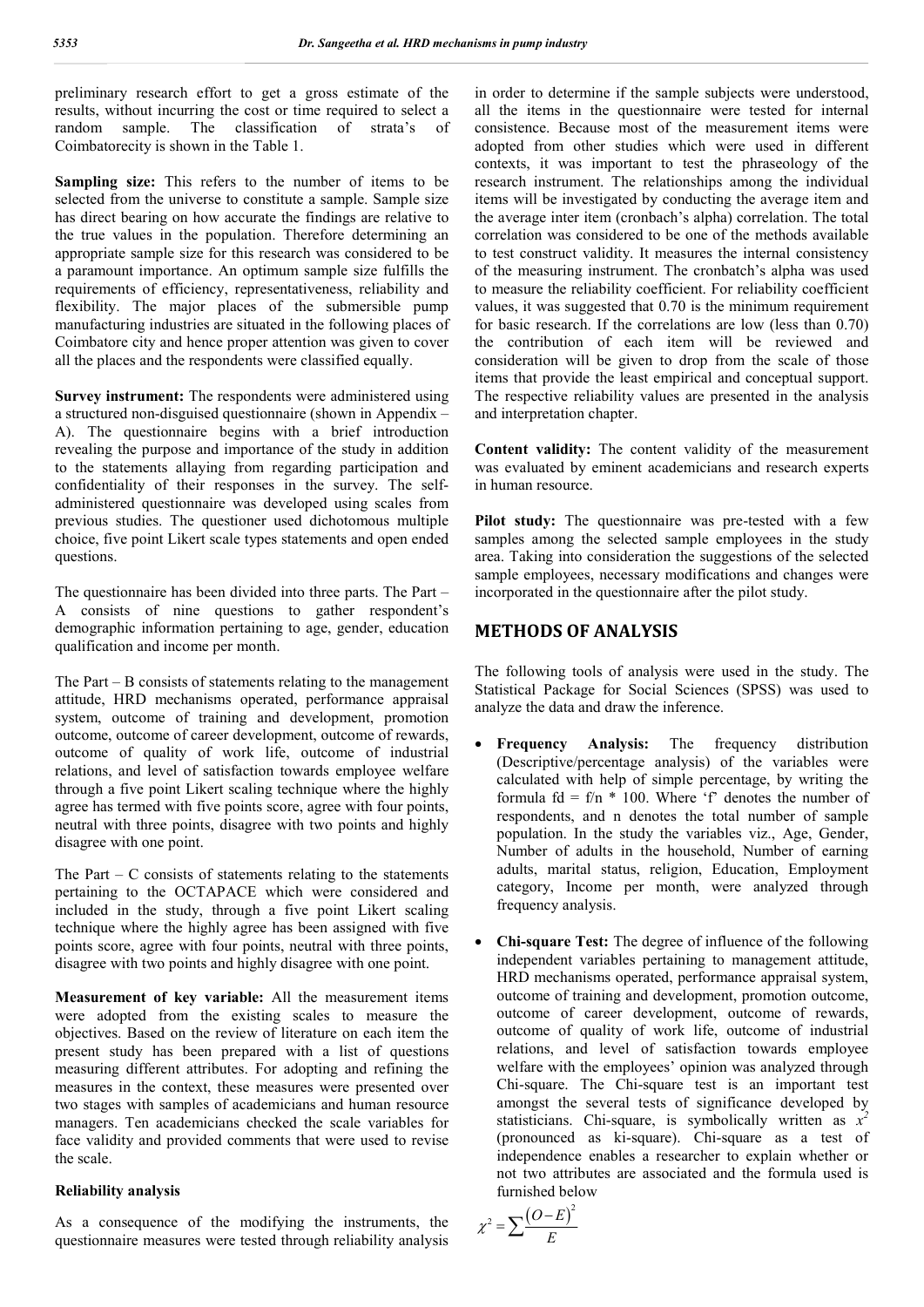preliminary research effort to get a gross estimate of the results, without incurring the cost or time required to select a random sample. The classification of strata's of Coimbatorecity is shown in the Table 1.

**Sampling size:** This refers to the number of items to be selected from the universe to constitute a sample. Sample size has direct bearing on how accurate the findings are relative to the true values in the population. Therefore determining an appropriate sample size for this research was considered to be a paramount importance. An optimum sample size fulfills the requirements of efficiency, representativeness, reliability and flexibility. The major places of the submersible pump manufacturing industries are situated in the following places of Coimbatore city and hence proper attention was given to cover all the places and the respondents were classified equally.

**Survey instrument:** The respondents were administered using a structured non-disguised questionnaire (shown in Appendix – A). The questionnaire begins with a brief introduction revealing the purpose and importance of the study in addition to the statements allaying from regarding participation and confidentiality of their responses in the survey. The self-administered questionnaire was developed using scales from previous studies. The questioner used dichotomous multiple choice, five point Likert scale types statements and open ended questions.

The questionnaire has been divided into three parts. The Part – A consists of nine questions to gather respondent's demographic information pertaining to age, gender, education qualification and income per month.

The Part – B consists of statements relating to the management attitude, HRD mechanisms operated, performance appraisal system, outcome of training and development, promotion outcome, outcome of career development, outcome of rewards, outcome of quality of work life, outcome of industrial relations, and level of satisfaction towards employee welfare through a five point Likert scaling technique where the highly agree has termed with five points score, agree with four points, neutral with three points, disagree with two points and highly disagree with one point.

The Part – C consists of statements relating to the statements pertaining to the OCTAPACE which were considered and included in the study, through a five point Likert scaling technique where the highly agree has been assigned with five points score, agree with four points, neutral with three points, disagree with two points and highly disagree with one point.

**Measurement of key variable:** All the measurement items were adopted from the existing scales to measure the objectives. Based on the review of literature on each item the present study has been prepared with a list of questions measuring different attributes. For adopting and refining the measures in the context, these measures were presented over two stages with samples of academicians and human resource managers. Ten academicians checked the scale variables for face validity and provided comments that were used to revise the scale.

**Reliability analysis**

As a consequence of the modifying the instruments, the questionnaire measures were tested through reliability analysis in order to determine if the sample subjects were understood, all the items in the questionnaire were tested for internal consistence. Because most of the measurement items were adopted from other studies which were used in different contexts, it was important to test the phraseology of the research instrument. The relationships among the individual items will be investigated by conducting the average item and the average inter item (cronbach's alpha) correlation. The total correlation was considered to be one of the methods available to test construct validity. It measures the internal consistency of the measuring instrument. The cronbatch's alpha was used to measure the reliability coefficient. For reliability coefficient values, it was suggested that 0.70 is the minimum requirement for basic research. If the correlations are low (less than 0.70) the contribution of each item will be reviewed and consideration will be given to drop from the scale of those items that provide the least empirical and conceptual support. The respective reliability values are presented in the analysis and interpretation chapter.

**Content validity:** The content validity of the measurement was evaluated by eminent academicians and research experts in human resource.

**Pilot study:** The questionnaire was pre-tested with a few samples among the selected sample employees in the study area. Taking into consideration the suggestions of the selected sample employees, necessary modifications and changes were incorporated in the questionnaire after the pilot study.

## METHODS OF ANALYSIS

The following tools of analysis were used in the study. The Statistical Package for Social Sciences (SPSS) was used to analyze the data and draw the inference.

- **Frequency Analysis:** The frequency distribution (Descriptive/percentage analysis) of the variables were calculated with help of simple percentage, by writing the formula fd = f/n * 100. Where 'f' denotes the number of respondents, and n denotes the total number of sample population. In the study the variables viz., Age, Gender, Number of adults in the household, Number of earning adults, marital status, religion, Education, Employment category, Income per month, were analyzed through frequency analysis.
- **Chi-square Test:** The degree of influence of the following independent variables pertaining to management attitude, HRD mechanisms operated, performance appraisal system, outcome of training and development, promotion outcome, outcome of career development, outcome of rewards, outcome of quality of work life, outcome of industrial relations, and level of satisfaction towards employee welfare with the employees' opinion was analyzed through Chi-square. The Chi-square test is an important test amongst the several tests of significance developed by statisticians. Chi-square, is symbolically written as $x^2$ (pronounced as ki-square). Chi-square as a test of independence enables a researcher to explain whether or not two attributes are associated and the formula used is furnished below

$$\chi^2 = \sum \frac{(O-E)^2}{E}$$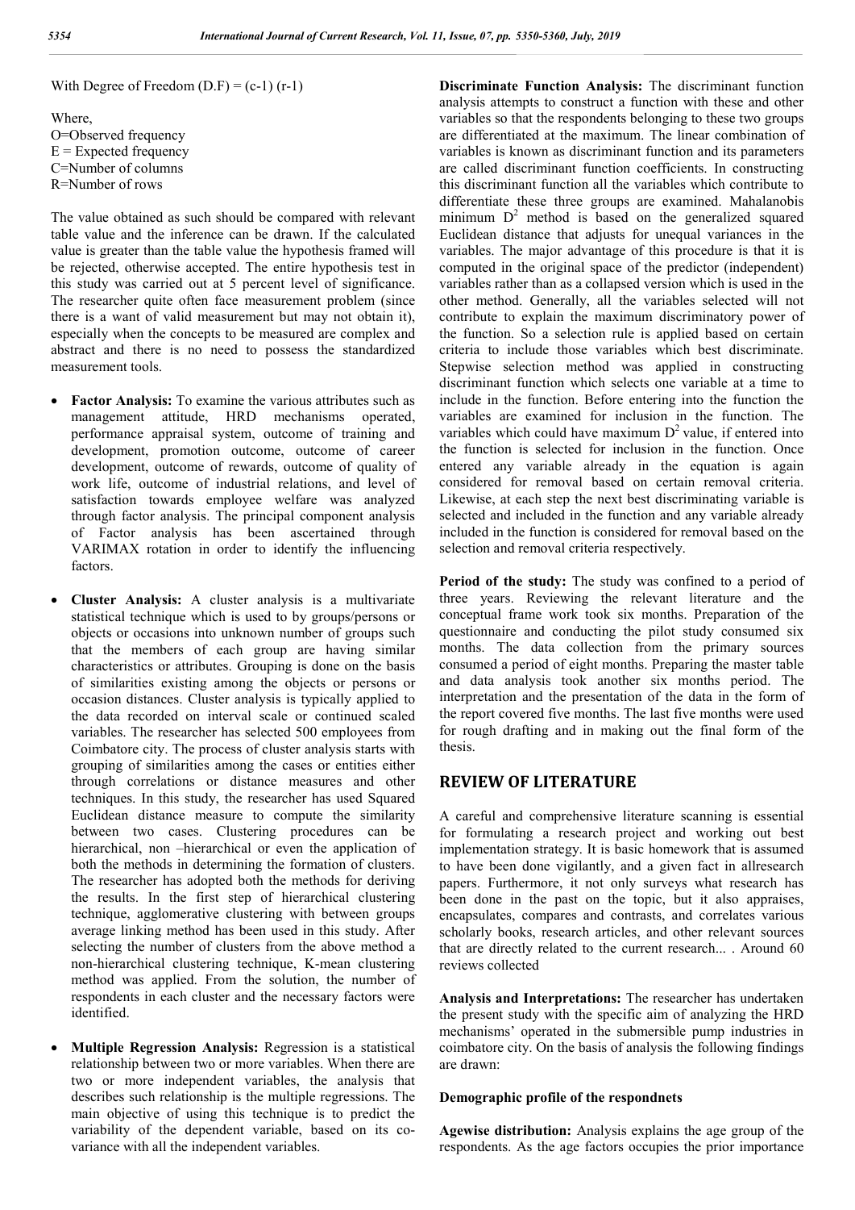With Degree of Freedom (D.F) = (c-1) (r-1)

Where,
O=Observed frequency
E = Expected frequency
C=Number of columns
R=Number of rows

The value obtained as such should be compared with relevant table value and the inference can be drawn. If the calculated value is greater than the table value the hypothesis framed will be rejected, otherwise accepted. The entire hypothesis test in this study was carried out at 5 percent level of significance. The researcher quite often face measurement problem (since there is a want of valid measurement but may not obtain it), especially when the concepts to be measured are complex and abstract and there is no need to possess the standardized measurement tools.

- **Factor Analysis:** To examine the various attributes such as management attitude, HRD mechanisms operated, performance appraisal system, outcome of training and development, promotion outcome, outcome of career development, outcome of rewards, outcome of quality of work life, outcome of industrial relations, and level of satisfaction towards employee welfare was analyzed through factor analysis. The principal component analysis of Factor analysis has been ascertained through VARIMAX rotation in order to identify the influencing factors.
- **Cluster Analysis:** A cluster analysis is a multivariate statistical technique which is used to by groups/persons or objects or occasions into unknown number of groups such that the members of each group are having similar characteristics or attributes. Grouping is done on the basis of similarities existing among the objects or persons or occasion distances. Cluster analysis is typically applied to the data recorded on interval scale or continued scaled variables. The researcher has selected 500 employees from Coimbatore city. The process of cluster analysis starts with grouping of similarities among the cases or entities either through correlations or distance measures and other techniques. In this study, the researcher has used Squared Euclidean distance measure to compute the similarity between two cases. Clustering procedures can be hierarchical, non –hierarchical or even the application of both the methods in determining the formation of clusters. The researcher has adopted both the methods for deriving the results. In the first step of hierarchical clustering technique, agglomerative clustering with between groups average linking method has been used in this study. After selecting the number of clusters from the above method a non-hierarchical clustering technique, K-mean clustering method was applied. From the solution, the number of respondents in each cluster and the necessary factors were identified.
- **Multiple Regression Analysis:** Regression is a statistical relationship between two or more variables. When there are two or more independent variables, the analysis that describes such relationship is the multiple regressions. The main objective of using this technique is to predict the variability of the dependent variable, based on its co-variance with all the independent variables.

**Discriminate Function Analysis:** The discriminant function analysis attempts to construct a function with these and other variables so that the respondents belonging to these two groups are differentiated at the maximum. The linear combination of variables is known as discriminant function and its parameters are called discriminant function coefficients. In constructing this discriminant function all the variables which contribute to differentiate these three groups are examined. Mahalanobis minimum $D^2$ method is based on the generalized squared Euclidean distance that adjusts for unequal variances in the variables. The major advantage of this procedure is that it is computed in the original space of the predictor (independent) variables rather than as a collapsed version which is used in the other method. Generally, all the variables selected will not contribute to explain the maximum discriminatory power of the function. So a selection rule is applied based on certain criteria to include those variables which best discriminate. Stepwise selection method was applied in constructing discriminant function which selects one variable at a time to include in the function. Before entering into the function the variables are examined for inclusion in the function. The variables which could have maximum $D^2$ value, if entered into the function is selected for inclusion in the function. Once entered any variable already in the equation is again considered for removal based on certain removal criteria. Likewise, at each step the next best discriminating variable is selected and included in the function and any variable already included in the function is considered for removal based on the selection and removal criteria respectively.

**Period of the study:** The study was confined to a period of three years. Reviewing the relevant literature and the conceptual frame work took six months. Preparation of the questionnaire and conducting the pilot study consumed six months. The data collection from the primary sources consumed a period of eight months. Preparing the master table and data analysis took another six months period. The interpretation and the presentation of the data in the form of the report covered five months. The last five months were used for rough drafting and in making out the final form of the thesis.

## REVIEW OF LITERATURE

A careful and comprehensive literature scanning is essential for formulating a research project and working out best implementation strategy. It is basic homework that is assumed to have been done vigilantly, and a given fact in allresearch papers. Furthermore, it not only surveys what research has been done in the past on the topic, but it also appraises, encapsulates, compares and contrasts, and correlates various scholarly books, research articles, and other relevant sources that are directly related to the current research... . Around 60 reviews collected

**Analysis and Interpretations:** The researcher has undertaken the present study with the specific aim of analyzing the HRD mechanisms' operated in the submersible pump industries in coimbatore city. On the basis of analysis the following findings are drawn:

**Demographic profile of the respondnets**

**Agewise distribution:** Analysis explains the age group of the respondents. As the age factors occupies the prior importance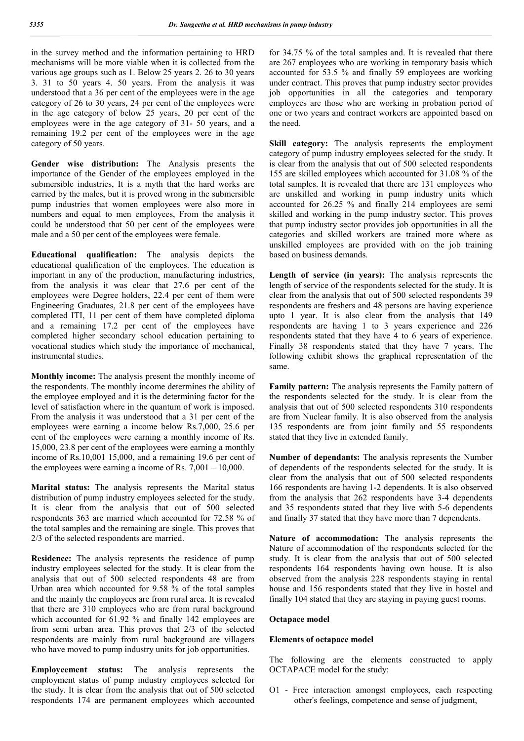in the survey method and the information pertaining to HRD mechanisms will be more viable when it is collected from the various age groups such as 1. Below 25 years 2. 26 to 30 years 3. 31 to 50 years 4. 50 years. From the analysis it was understood that a 36 per cent of the employees were in the age category of 26 to 30 years, 24 per cent of the employees were in the age category of below 25 years, 20 per cent of the employees were in the age category of 31- 50 years, and a remaining 19.2 per cent of the employees were in the age category of 50 years.

**Gender wise distribution:** The Analysis presents the importance of the Gender of the employees employed in the submersible industries, It is a myth that the hard works are carried by the males, but it is proved wrong in the submersible pump industries that women employees were also more in numbers and equal to men employees, From the analysis it could be understood that 50 per cent of the employees were male and a 50 per cent of the employees were female.

**Educational qualification:** The analysis depicts the educational qualification of the employees. The education is important in any of the production, manufacturing industries, from the analysis it was clear that 27.6 per cent of the employees were Degree holders, 22.4 per cent of them were Engineering Graduates, 21.8 per cent of the employees have completed ITI, 11 per cent of them have completed diploma and a remaining 17.2 per cent of the employees have completed higher secondary school education pertaining to vocational studies which study the importance of mechanical, instrumental studies.

**Monthly income:** The analysis present the monthly income of the respondents. The monthly income determines the ability of the employee employed and it is the determining factor for the level of satisfaction where in the quantum of work is imposed. From the analysis it was understood that a 31 per cent of the employees were earning a income below Rs.7,000, 25.6 per cent of the employees were earning a monthly income of Rs. 15,000, 23.8 per cent of the employees were earning a monthly income of Rs.10,001 15,000, and a remaining 19.6 per cent of the employees were earning a income of Rs. 7,001 – 10,000.

**Marital status:** The analysis represents the Marital status distribution of pump industry employees selected for the study. It is clear from the analysis that out of 500 selected respondents 363 are married which accounted for 72.58 % of the total samples and the remaining are single. This proves that 2/3 of the selected respondents are married.

**Residence:** The analysis represents the residence of pump industry employees selected for the study. It is clear from the analysis that out of 500 selected respondents 48 are from Urban area which accounted for 9.58 % of the total samples and the mainly the employees are from rural area. It is revealed that there are 310 employees who are from rural background which accounted for 61.92 % and finally 142 employees are from semi urban area. This proves that 2/3 of the selected respondents are mainly from rural background are villagers who have moved to pump industry units for job opportunities.

**Employeement status:** The analysis represents the employment status of pump industry employees selected for the study. It is clear from the analysis that out of 500 selected respondents 174 are permanent employees which accounted for 34.75 % of the total samples and. It is revealed that there are 267 employees who are working in temporary basis which accounted for 53.5 % and finally 59 employees are working under contract. This proves that pump industry sector provides job opportunities in all the categories and temporary employees are those who are working in probation period of one or two years and contract workers are appointed based on the need.

**Skill category:** The analysis represents the employment category of pump industry employees selected for the study. It is clear from the analysis that out of 500 selected respondents 155 are skilled employees which accounted for 31.08 % of the total samples. It is revealed that there are 131 employees who are unskilled and working in pump industry units which accounted for 26.25 % and finally 214 employees are semi skilled and working in the pump industry sector. This proves that pump industry sector provides job opportunities in all the categories and skilled workers are trained more where as unskilled employees are provided with on the job training based on business demands.

**Length of service (in years):** The analysis represents the length of service of the respondents selected for the study. It is clear from the analysis that out of 500 selected respondents 39 respondents are freshers and 48 persons are having experience upto 1 year. It is also clear from the analysis that 149 respondents are having 1 to 3 years experience and 226 respondents stated that they have 4 to 6 years of experience. Finally 38 respondents stated that they have 7 years. The following exhibit shows the graphical representation of the same.

**Family pattern:** The analysis represents the Family pattern of the respondents selected for the study. It is clear from the analysis that out of 500 selected respondents 310 respondents are from Nuclear family. It is also observed from the analysis 135 respondents are from joint family and 55 respondents stated that they live in extended family.

**Number of dependants:** The analysis represents the Number of dependents of the respondents selected for the study. It is clear from the analysis that out of 500 selected respondents 166 respondents are having 1-2 dependents. It is also observed from the analysis that 262 respondents have 3-4 dependents and 35 respondents stated that they live with 5-6 dependents and finally 37 stated that they have more than 7 dependents.

**Nature of accommodation:** The analysis represents the Nature of accommodation of the respondents selected for the study. It is clear from the analysis that out of 500 selected respondents 164 respondents having own house. It is also observed from the analysis 228 respondents staying in rental house and 156 respondents stated that they live in hostel and finally 104 stated that they are staying in paying guest rooms.

**Octapace model**

**Elements of octapace model**

The following are the elements constructed to apply OCTAPACE model for the study:

O1 - Free interaction amongst employees, each respecting other's feelings, competence and sense of judgment,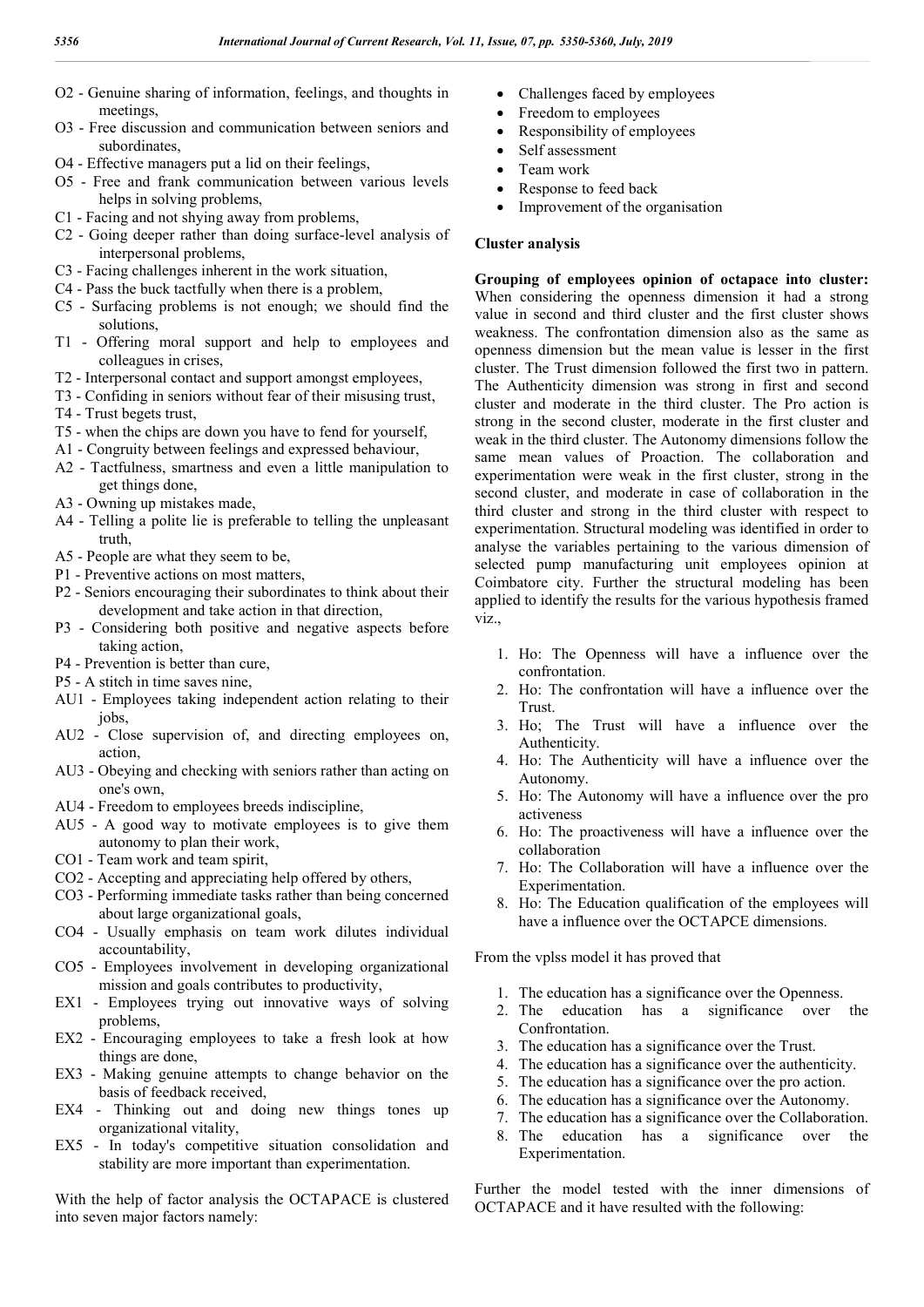O2 - Genuine sharing of information, feelings, and thoughts in meetings,
O3 - Free discussion and communication between seniors and subordinates,
O4 - Effective managers put a lid on their feelings,
O5 - Free and frank communication between various levels helps in solving problems,
C1 - Facing and not shying away from problems,
C2 - Going deeper rather than doing surface-level analysis of interpersonal problems,
C3 - Facing challenges inherent in the work situation,
C4 - Pass the buck tactfully when there is a problem,
C5 - Surfacing problems is not enough; we should find the solutions,
T1 - Offering moral support and help to employees and colleagues in crises,
T2 - Interpersonal contact and support amongst employees,
T3 - Confiding in seniors without fear of their misusing trust,
T4 - Trust begets trust,
T5 - when the chips are down you have to fend for yourself,
A1 - Congruity between feelings and expressed behaviour,
A2 - Tactfulness, smartness and even a little manipulation to get things done,
A3 - Owning up mistakes made,
A4 - Telling a polite lie is preferable to telling the unpleasant truth,
A5 - People are what they seem to be,
P1 - Preventive actions on most matters,
P2 - Seniors encouraging their subordinates to think about their development and take action in that direction,
P3 - Considering both positive and negative aspects before taking action,
P4 - Prevention is better than cure,
P5 - A stitch in time saves nine,
AU1 - Employees taking independent action relating to their jobs,
AU2 - Close supervision of, and directing employees on, action,
AU3 - Obeying and checking with seniors rather than acting on one's own,
AU4 - Freedom to employees breeds indiscipline,
AU5 - A good way to motivate employees is to give them autonomy to plan their work,
CO1 - Team work and team spirit,
CO2 - Accepting and appreciating help offered by others,
CO3 - Performing immediate tasks rather than being concerned about large organizational goals,
CO4 - Usually emphasis on team work dilutes individual accountability,
CO5 - Employees involvement in developing organizational mission and goals contributes to productivity,
EX1 - Employees trying out innovative ways of solving problems,
EX2 - Encouraging employees to take a fresh look at how things are done,
EX3 - Making genuine attempts to change behavior on the basis of feedback received,
EX4 - Thinking out and doing new things tones up organizational vitality,
EX5 - In today's competitive situation consolidation and stability are more important than experimentation.

With the help of factor analysis the OCTAPACE is clustered into seven major factors namely:

- Challenges faced by employees
- Freedom to employees
- Responsibility of employees
- Self assessment
- Team work
- Response to feed back
- Improvement of the organisation

## Cluster analysis

**Grouping of employees opinion of octapace into cluster:** When considering the openness dimension it had a strong value in second and third cluster and the first cluster shows weakness. The confrontation dimension also as the same as openness dimension but the mean value is lesser in the first cluster. The Trust dimension followed the first two in pattern. The Authenticity dimension was strong in first and second cluster and moderate in the third cluster. The Pro action is strong in the second cluster, moderate in the first cluster and weak in the third cluster. The Autonomy dimensions follow the same mean values of Proaction. The collaboration and experimentation were weak in the first cluster, strong in the second cluster, and moderate in case of collaboration in the third cluster and strong in the third cluster with respect to experimentation. Structural modeling was identified in order to analyse the variables pertaining to the various dimension of selected pump manufacturing unit employees opinion at Coimbatore city. Further the structural modeling has been applied to identify the results for the various hypothesis framed viz.,

1. Ho: The Openness will have a influence over the confrontation.
2. Ho: The confrontation will have a influence over the Trust.
3. Ho; The Trust will have a influence over the Authenticity.
4. Ho: The Authenticity will have a influence over the Autonomy.
5. Ho: The Autonomy will have a influence over the pro activeness
6. Ho: The proactiveness will have a influence over the collaboration
7. Ho: The Collaboration will have a influence over the Experimentation.
8. Ho: The Education qualification of the employees will have a influence over the OCTAPCE dimensions.

From the vplss model it has proved that

1. The education has a significance over the Openness.
2. The education has a significance over the Confrontation.
3. The education has a significance over the Trust.
4. The education has a significance over the authenticity.
5. The education has a significance over the pro action.
6. The education has a significance over the Autonomy.
7. The education has a significance over the Collaboration.
8. The education has a significance over the Experimentation.

Further the model tested with the inner dimensions of OCTAPACE and it have resulted with the following: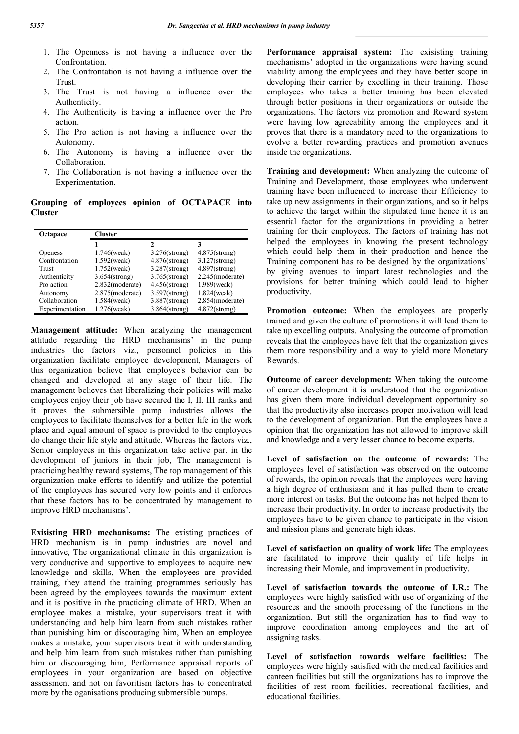1. The Openness is not having a influence over the Confrontation.
2. The Confrontation is not having a influence over the Trust.
3. The Trust is not having a influence over the Authenticity.
4. The Authenticity is having a influence over the Pro action.
5. The Pro action is not having a influence over the Autonomy.
6. The Autonomy is having a influence over the Collaboration.
7. The Collaboration is not having a influence over the Experimentation.

**Grouping of employees opinion of OCTAPACE into Cluster**

| Octapace | Cluster | | |
|---|---|---|---|
| | 1 | 2 | 3 |
| Openess | 1.746(weak) | 3.276(strong) | 4.875(strong) |
| Confrontation | 1.592(weak) | 4.876(strong) | 3.127(strong) |
| Trust | 1.752(weak) | 3.287(strong) | 4.897(strong) |
| Authenticity | 3.654(strong) | 3.765(strong) | 2.245(moderate) |
| Pro action | 2.832(moderate) | 4.456(strong) | 1.989(weak) |
| Autonomy | 2.875(moderate) | 3.597(strong) | 1.824(weak) |
| Collaboration | 1.584(weak) | 3.887(strong) | 2.854(moderate) |
| Experimentation | 1.276(weak) | 3.864(strong) | 4.872(strong) |

**Management attitude:** When analyzing the management attitude regarding the HRD mechanisms' in the pump industries the factors viz., personnel policies in this organization facilitate employee development, Managers of this organization believe that employee's behavior can be changed and developed at any stage of their life. The management believes that liberalizing their policies will make employees enjoy their job have secured the I, II, III ranks and it proves the submersible pump industries allows the employees to facilitate themselves for a better life in the work place and equal amount of space is provided to the employees do change their life style and attitude. Whereas the factors viz., Senior employees in this organization take active part in the development of juniors in their job, The management is practicing healthy reward systems, The top management of this organization make efforts to identify and utilize the potential of the employees has secured very low points and it enforces that these factors has to be concentrated by management to improve HRD mechanisms'.

**Exisisting HRD mechanisams:** The existing practices of HRD mechanism is in pump industries are novel and innovative, The organizational climate in this organization is very conductive and supportive to employees to acquire new knowledge and skills, When the employees are provided training, they attend the training programmes seriously has been agreed by the employees towards the maximum extent and it is positive in the practicing climate of HRD. When an employee makes a mistake, your supervisors treat it with understanding and help him learn from such mistakes rather than punishing him or discouraging him, When an employee makes a mistake, your supervisors treat it with understanding and help him learn from such mistakes rather than punishing him or discouraging him, Performance appraisal reports of employees in your organization are based on objective assessment and not on favoritism factors has to concentrated more by the oganisations producing submersible pumps.

**Performance appraisal system:** The exisisting training mechanisms' adopted in the organizations were having sound viability among the employees and they have better scope in developing their carrier by excelling in their training. Those employees who takes a better training has been elevated through better positions in their organizations or outside the organizations. The factors viz promotion and Reward system were having low agreeability among the employees and it proves that there is a mandatory need to the organizations to evolve a better rewarding practices and promotion avenues inside the organizations.

**Training and development:** When analyzing the outcome of Training and Development, those employees who underwent training have been influenced to increase their Efficiency to take up new assignments in their organizations, and so it helps to achieve the target within the stipulated time hence it is an essential factor for the organizations in providing a better training for their employees. The factors of training has not helped the employees in knowing the present technology which could help them in their production and hence the Training component has to be designed by the organizations' by giving avenues to impart latest technologies and the provisions for better training which could lead to higher productivity.

**Promotion outcome:** When the employees are properly trained and given the culture of promotions it will lead them to take up excelling outputs. Analysing the outcome of promotion reveals that the employees have felt that the organization gives them more responsibility and a way to yield more Monetary Rewards.

**Outcome of career development:** When taking the outcome of career development it is understood that the organization has given them more individual development opportunity so that the productivity also increases proper motivation will lead to the development of organization. But the employees have a opinion that the organization has not allowed to improve skill and knowledge and a very lesser chance to become experts.

**Level of satisfaction on the outcome of rewards:** The employees level of satisfaction was observed on the outcome of rewards, the opinion reveals that the employees were having a high degree of enthusiasm and it has pulled them to create more interest on tasks. But the outcome has not helped them to increase their productivity. In order to increase productivity the employees have to be given chance to participate in the vision and mission plans and generate high ideas.

**Level of satisfaction on quality of work life:** The employees are facilitated to improve their quality of life helps in increasing their Morale, and improvement in productivity.

**Level of satisfaction towards the outcome of I.R.:** The employees were highly satisfied with use of organizing of the resources and the smooth processing of the functions in the organization. But still the organization has to find way to improve coordination among employees and the art of assigning tasks.

**Level of satisfaction towards welfare facilities:** The employees were highly satisfied with the medical facilities and canteen facilities but still the organizations has to improve the facilities of rest room facilities, recreational facilities, and educational facilities.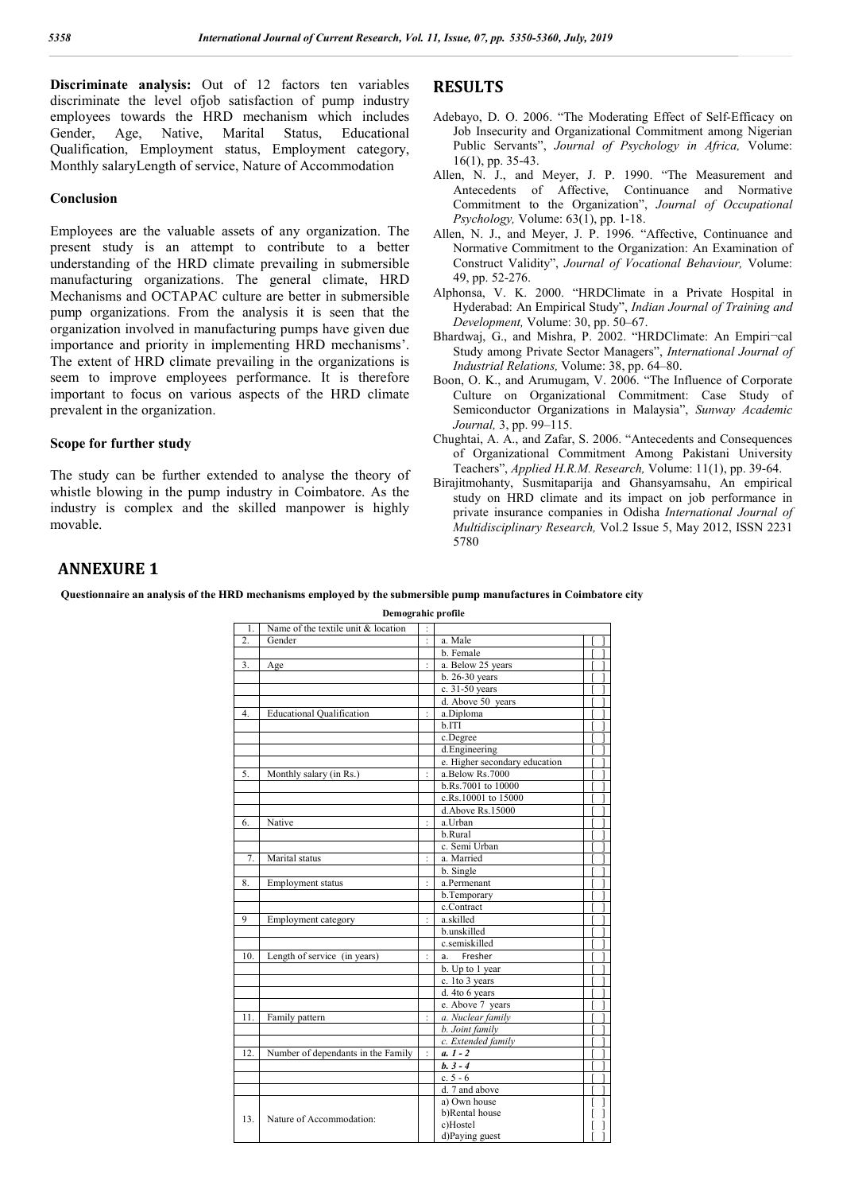**Discriminate analysis:** Out of 12 factors ten variables discriminate the level ofjob satisfaction of pump industry employees towards the HRD mechanism which includes Gender, Age, Native, Marital Status, Educational Qualification, Employment status, Employment category, Monthly salaryLength of service, Nature of Accommodation

### Conclusion

Employees are the valuable assets of any organization. The present study is an attempt to contribute to a better understanding of the HRD climate prevailing in submersible manufacturing organizations. The general climate, HRD Mechanisms and OCTAPAC culture are better in submersible pump organizations. From the analysis it is seen that the organization involved in manufacturing pumps have given due importance and priority in implementing HRD mechanisms'. The extent of HRD climate prevailing in the organizations is seem to improve employees performance. It is therefore important to focus on various aspects of the HRD climate prevalent in the organization.

### Scope for further study

The study can be further extended to analyse the theory of whistle blowing in the pump industry in Coimbatore. As the industry is complex and the skilled manpower is highly movable.

## RESULTS

Adebayo, D. O. 2006. "The Moderating Effect of Self-Efficacy on Job Insecurity and Organizational Commitment among Nigerian Public Servants", *Journal of Psychology in Africa,* Volume: 16(1), pp. 35-43.

Allen, N. J., and Meyer, J. P. 1990. "The Measurement and Antecedents of Affective, Continuance and Normative Commitment to the Organization", *Journal of Occupational Psychology,* Volume: 63(1), pp. 1-18.

Allen, N. J., and Meyer, J. P. 1996. "Affective, Continuance and Normative Commitment to the Organization: An Examination of Construct Validity", *Journal of Vocational Behaviour,* Volume: 49, pp. 52-276.

Alphonsa, V. K. 2000. "HRDClimate in a Private Hospital in Hyderabad: An Empirical Study", *Indian Journal of Training and Development,* Volume: 30, pp. 50–67.

Bhardwaj, G., and Mishra, P. 2002. "HRDClimate: An Empiri¬cal Study among Private Sector Managers", *International Journal of Industrial Relations,* Volume: 38, pp. 64–80.

Boon, O. K., and Arumugam, V. 2006. "The Influence of Corporate Culture on Organizational Commitment: Case Study of Semiconductor Organizations in Malaysia", *Sunway Academic Journal,* 3, pp. 99–115.

Chughtai, A. A., and Zafar, S. 2006. "Antecedents and Consequences of Organizational Commitment Among Pakistani University Teachers", *Applied H.R.M. Research,* Volume: 11(1), pp. 39-64.

Birajitmohanty, Susmitaparija and Ghansyamsahu, An empirical study on HRD climate and its impact on job performance in private insurance companies in Odisha *International Journal of Multidisciplinary Research,* Vol.2 Issue 5, May 2012, ISSN 2231 5780

## ANNEXURE 1

**Questionnaire an analysis of the HRD mechanisms employed by the submersible pump manufactures in Coimbatore city**

**Demograhic profile**

| | | | | |
|---|---|---|---|---|
| 1. | Name of the textile unit & location | : | | |
| 2. | Gender | : | a. Male | [ ] |
| | | | b. Female | [ ] |
| 3. | Age | : | a. Below 25 years | [ ] |
| | | | b. 26-30 years | [ ] |
| | | | c. 31-50 years | [ ] |
| | | | d. Above 50 years | [ ] |
| 4. | Educational Qualification | : | a.Diploma | [ ] |
| | | | b.ITI | [ ] |
| | | | c.Degree | [ ] |
| | | | d.Engineering | [ ] |
| | | | e. Higher secondary education | [ ] |
| 5. | Monthly salary (in Rs.) | : | a.Below Rs.7000 | [ ] |
| | | | b.Rs.7001 to 10000 | [ ] |
| | | | c.Rs.10001 to 15000 | [ ] |
| | | | d.Above Rs.15000 | [ ] |
| 6. | Native | : | a.Urban | [ ] |
| | | | b.Rural | [ ] |
| | | | c. Semi Urban | [ ] |
| 7. | Marital status | : | a. Married | [ ] |
| | | | b. Single | [ ] |
| 8. | Employment status | : | a.Permenant | [ ] |
| | | | b.Temporary | [ ] |
| | | | c.Contract | [ ] |
| 9 | Employment category | : | a.skilled | [ ] |
| | | | b.unskilled | [ ] |
| | | | c.semiskilled | [ ] |
| 10. | Length of service (in years) | : | a. Fresher | [ ] |
| | | | b. Up to 1 year | [ ] |
| | | | c. 1to 3 years | [ ] |
| | | | d. 4to 6 years | [ ] |
| | | | e. Above 7 years | [ ] |
| 11. | Family pattern | : | *a. Nuclear family* | [ ] |
| | | | *b. Joint family* | [ ] |
| | | | *c. Extended family* | [ ] |
| 12. | Number of dependants in the Family | : | ***a. 1 - 2*** | [ ] |
| | | | ***b. 3 - 4*** | [ ] |
| | | | c. 5 - 6 | [ ] |
| | | | d. 7 and above | [ ] |
| 13. | Nature of Accommodation: | | a) Own house<br>b)Rental house<br>c)Hostel<br>d)Paying guest | [ ]<br>[ ]<br>[ ]<br>[ ] |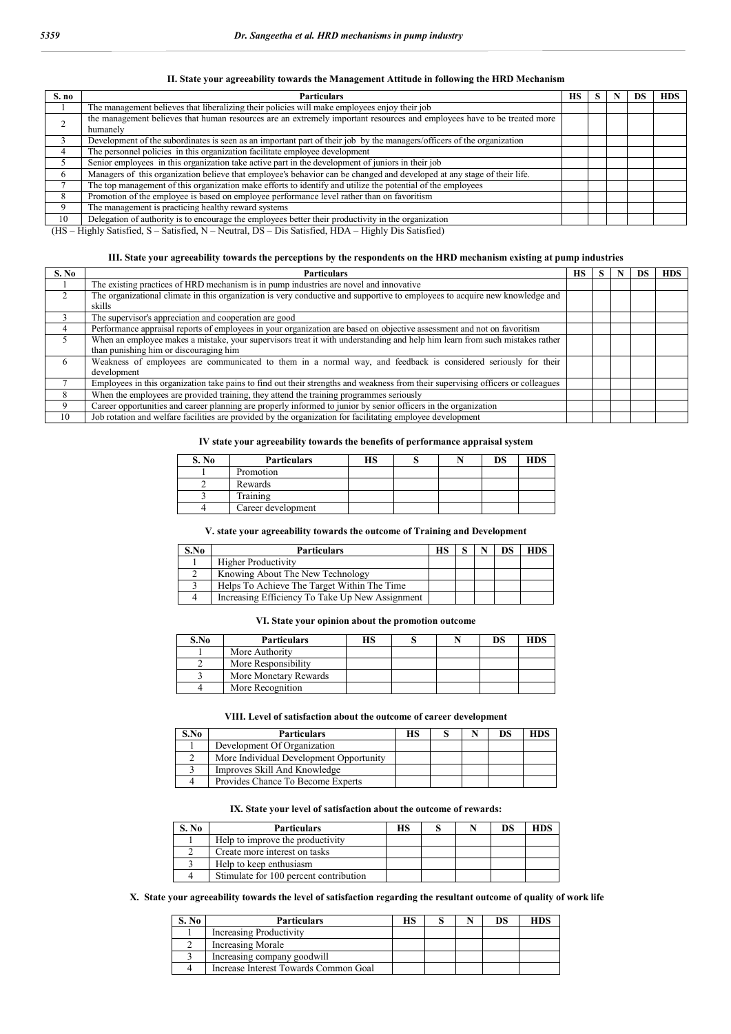### II. State your agreeability towards the Management Attitude in following the HRD Mechanism

| S. no | Particulars | HS | S | N | DS | HDS |
|---|---|---|---|---|---|---|
| 1 | The management believes that liberalizing their policies will make employees enjoy their job | | | | | |
| 2 | the management believes that human resources are an extremely important resources and employees have to be treated more humanely | | | | | |
| 3 | Development of the subordinates is seen as an important part of their job by the managers/officers of the organization | | | | | |
| 4 | The personnel policies in this organization facilitate employee development | | | | | |
| 5 | Senior employees in this organization take active part in the development of juniors in their job | | | | | |
| 6 | Managers of this organization believe that employee's behavior can be changed and developed at any stage of their life. | | | | | |
| 7 | The top management of this organization make efforts to identify and utilize the potential of the employees | | | | | |
| 8 | Promotion of the employee is based on employee performance level rather than on favoritism | | | | | |
| 9 | The management is practicing healthy reward systems | | | | | |
| 10 | Delegation of authority is to encourage the employees better their productivity in the organization | | | | | |

(HS – Highly Satisfied, S – Satisfied, N – Neutral, DS – Dis Satisfied, HDA – Highly Dis Satisfied)

### III. State your agreeability towards the perceptions by the respondents on the HRD mechanism existing at pump industries

| S. No | Particulars | HS | S | N | DS | HDS |
|---|---|---|---|---|---|---|
| 1 | The existing practices of HRD mechanism is in pump industries are novel and innovative | | | | | |
| 2 | The organizational climate in this organization is very conductive and supportive to employees to acquire new knowledge and skills | | | | | |
| 3 | The supervisor's appreciation and cooperation are good | | | | | |
| 4 | Performance appraisal reports of employees in your organization are based on objective assessment and not on favoritism | | | | | |
| 5 | When an employee makes a mistake, your supervisors treat it with understanding and help him learn from such mistakes rather than punishing him or discouraging him | | | | | |
| 6 | Weakness of employees are communicated to them in a normal way, and feedback is considered seriously for their development | | | | | |
| 7 | Employees in this organization take pains to find out their strengths and weakness from their supervising officers or colleagues | | | | | |
| 8 | When the employees are provided training, they attend the training programmes seriously | | | | | |
| 9 | Career opportunities and career planning are properly informed to junior by senior officers in the organization | | | | | |
| 10 | Job rotation and welfare facilities are provided by the organization for facilitating employee development | | | | | |

### IV state your agreeability towards the benefits of performance appraisal system

| S. No | Particulars | HS | S | N | DS | HDS |
|---|---|---|---|---|---|---|
| 1 | Promotion | | | | | |
| 2 | Rewards | | | | | |
| 3 | Training | | | | | |
| 4 | Career development | | | | | |

### V. state your agreeability towards the outcome of Training and Development

| S.No | Particulars | HS | S | N | DS | HDS |
|---|---|---|---|---|---|---|
| 1 | Higher Productivity | | | | | |
| 2 | Knowing About The New Technology | | | | | |
| 3 | Helps To Achieve The Target Within The Time | | | | | |
| 4 | Increasing Efficiency To Take Up New Assignment | | | | | |

### VI. State your opinion about the promotion outcome

| S.No | Particulars | HS | S | N | DS | HDS |
|---|---|---|---|---|---|---|
| 1 | More Authority | | | | | |
| 2 | More Responsibility | | | | | |
| 3 | More Monetary Rewards | | | | | |
| 4 | More Recognition | | | | | |

### VIII. Level of satisfaction about the outcome of career development

| S.No | Particulars | HS | S | N | DS | HDS |
|---|---|---|---|---|---|---|
| 1 | Development Of Organization | | | | | |
| 2 | More Individual Development Opportunity | | | | | |
| 3 | Improves Skill And Knowledge | | | | | |
| 4 | Provides Chance To Become Experts | | | | | |

### IX. State your level of satisfaction about the outcome of rewards:

| S. No | Particulars | HS | S | N | DS | HDS |
|---|---|---|---|---|---|---|
| 1 | Help to improve the productivity | | | | | |
| 2 | Create more interest on tasks | | | | | |
| 3 | Help to keep enthusiasm | | | | | |
| 4 | Stimulate for 100 percent contribution | | | | | |

### X. State your agreeability towards the level of satisfaction regarding the resultant outcome of quality of work life

| S. No | Particulars | HS | S | N | DS | HDS |
|---|---|---|---|---|---|---|
| 1 | Increasing Productivity | | | | | |
| 2 | Increasing Morale | | | | | |
| 3 | Increasing company goodwill | | | | | |
| 4 | Increase Interest Towards Common Goal | | | | | |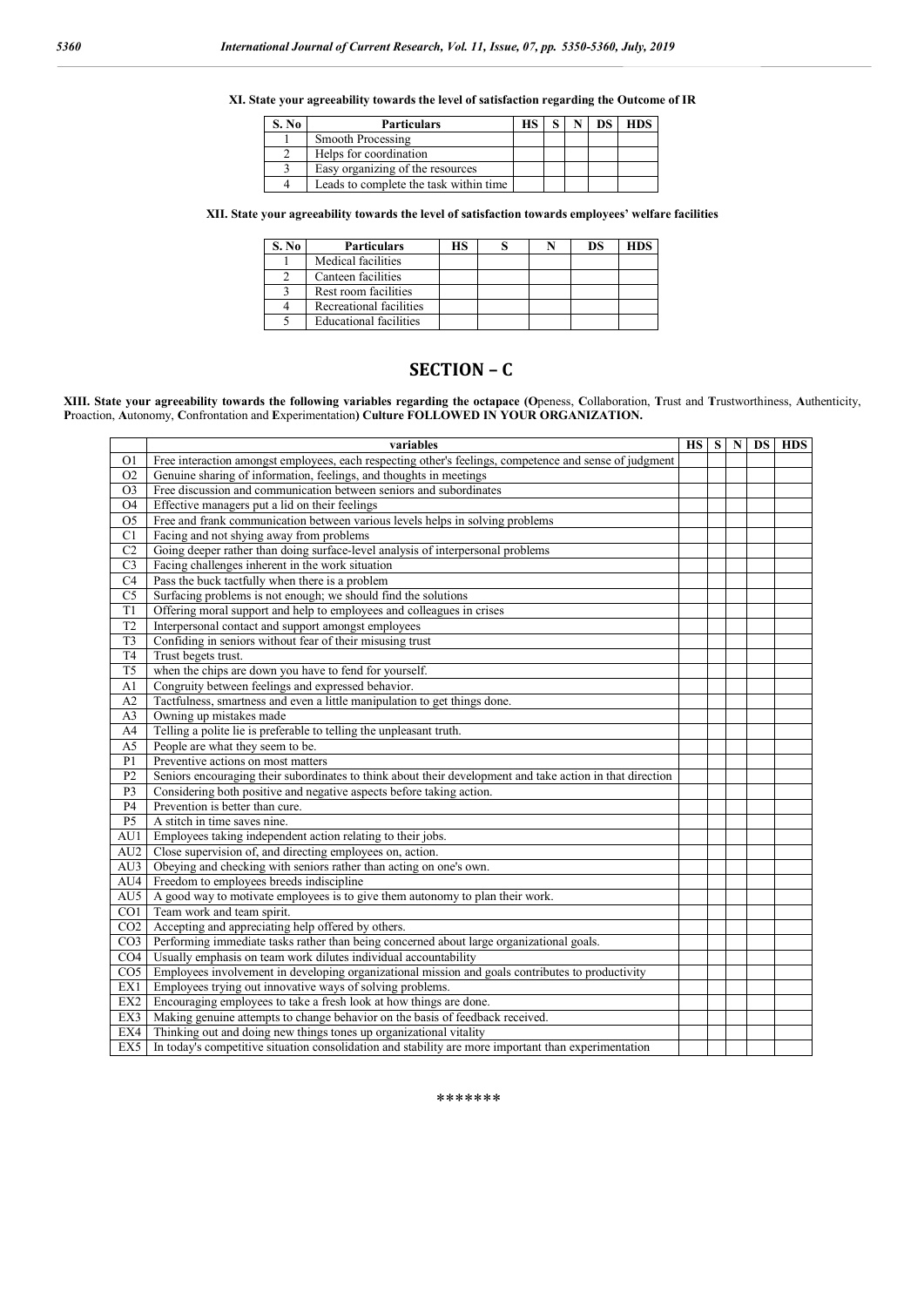**XI. State your agreeability towards the level of satisfaction regarding the Outcome of IR**

| S. No | Particulars | HS | S | N | DS | HDS |
|---|---|---|---|---|---|---|
| 1 | Smooth Processing | | | | | |
| 2 | Helps for coordination | | | | | |
| 3 | Easy organizing of the resources | | | | | |
| 4 | Leads to complete the task within time | | | | | |

**XII. State your agreeability towards the level of satisfaction towards employees' welfare facilities**

| S. No | Particulars | HS | S | N | DS | HDS |
|---|---|---|---|---|---|---|
| 1 | Medical facilities | | | | | |
| 2 | Canteen facilities | | | | | |
| 3 | Rest room facilities | | | | | |
| 4 | Recreational facilities | | | | | |
| 5 | Educational facilities | | | | | |

## SECTION – C

**XIII. State your agreeability towards the following variables regarding the octapace (Openess, Collaboration, Trust and Trustworthiness, Authenticity, Proaction, Autonomy, Confrontation and Experimentation) Culture FOLLOWED IN YOUR ORGANIZATION.**

| | variables | HS | S | N | DS | HDS |
|---|---|---|---|---|---|---|
| O1 | Free interaction amongst employees, each respecting other's feelings, competence and sense of judgment | | | | | |
| O2 | Genuine sharing of information, feelings, and thoughts in meetings | | | | | |
| O3 | Free discussion and communication between seniors and subordinates | | | | | |
| O4 | Effective managers put a lid on their feelings | | | | | |
| O5 | Free and frank communication between various levels helps in solving problems | | | | | |
| C1 | Facing and not shying away from problems | | | | | |
| C2 | Going deeper rather than doing surface-level analysis of interpersonal problems | | | | | |
| C3 | Facing challenges inherent in the work situation | | | | | |
| C4 | Pass the buck tactfully when there is a problem | | | | | |
| C5 | Surfacing problems is not enough; we should find the solutions | | | | | |
| T1 | Offering moral support and help to employees and colleagues in crises | | | | | |
| T2 | Interpersonal contact and support amongst employees | | | | | |
| T3 | Confiding in seniors without fear of their misusing trust | | | | | |
| T4 | Trust begets trust. | | | | | |
| T5 | when the chips are down you have to fend for yourself. | | | | | |
| A1 | Congruity between feelings and expressed behavior. | | | | | |
| A2 | Tactfulness, smartness and even a little manipulation to get things done. | | | | | |
| A3 | Owning up mistakes made | | | | | |
| A4 | Telling a polite lie is preferable to telling the unpleasant truth. | | | | | |
| A5 | People are what they seem to be. | | | | | |
| P1 | Preventive actions on most matters | | | | | |
| P2 | Seniors encouraging their subordinates to think about their development and take action in that direction | | | | | |
| P3 | Considering both positive and negative aspects before taking action. | | | | | |
| P4 | Prevention is better than cure. | | | | | |
| P5 | A stitch in time saves nine. | | | | | |
| AU1 | Employees taking independent action relating to their jobs. | | | | | |
| AU2 | Close supervision of, and directing employees on, action. | | | | | |
| AU3 | Obeying and checking with seniors rather than acting on one's own. | | | | | |
| AU4 | Freedom to employees breeds indiscipline | | | | | |
| AU5 | A good way to motivate employees is to give them autonomy to plan their work. | | | | | |
| CO1 | Team work and team spirit. | | | | | |
| CO2 | Accepting and appreciating help offered by others. | | | | | |
| CO3 | Performing immediate tasks rather than being concerned about large organizational goals. | | | | | |
| CO4 | Usually emphasis on team work dilutes individual accountability | | | | | |
| CO5 | Employees involvement in developing organizational mission and goals contributes to productivity | | | | | |
| EX1 | Employees trying out innovative ways of solving problems. | | | | | |
| EX2 | Encouraging employees to take a fresh look at how things are done. | | | | | |
| EX3 | Making genuine attempts to change behavior on the basis of feedback received. | | | | | |
| EX4 | Thinking out and doing new things tones up organizational vitality | | | | | |
| EX5 | In today's competitive situation consolidation and stability are more important than experimentation | | | | | |

*******